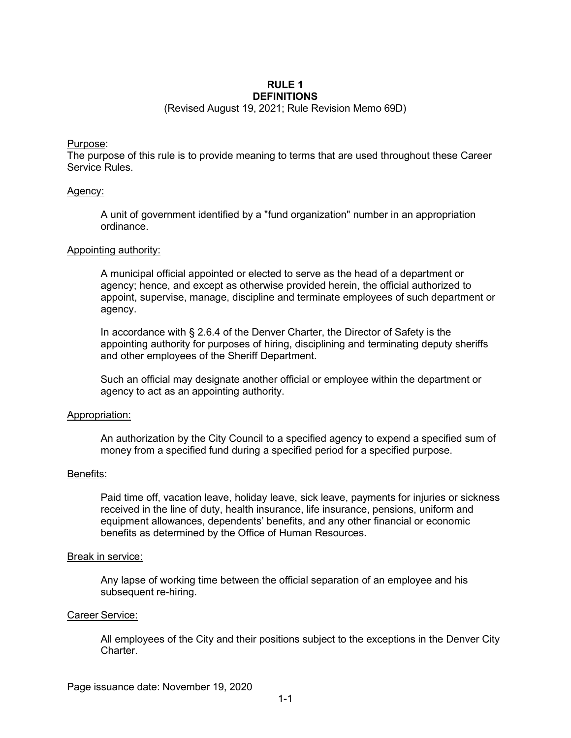# RULE 1
# DEFINITIONS

(Revised August 19, 2021; Rule Revision Memo 69D)

Purpose:
The purpose of this rule is to provide meaning to terms that are used throughout these Career Service Rules.

Agency:

A unit of government identified by a "fund organization" number in an appropriation ordinance.

Appointing authority:

A municipal official appointed or elected to serve as the head of a department or agency; hence, and except as otherwise provided herein, the official authorized to appoint, supervise, manage, discipline and terminate employees of such department or agency.

In accordance with § 2.6.4 of the Denver Charter, the Director of Safety is the appointing authority for purposes of hiring, disciplining and terminating deputy sheriffs and other employees of the Sheriff Department.

Such an official may designate another official or employee within the department or agency to act as an appointing authority.

Appropriation:

An authorization by the City Council to a specified agency to expend a specified sum of money from a specified fund during a specified period for a specified purpose.

Benefits:

Paid time off, vacation leave, holiday leave, sick leave, payments for injuries or sickness received in the line of duty, health insurance, life insurance, pensions, uniform and equipment allowances, dependents' benefits, and any other financial or economic benefits as determined by the Office of Human Resources.

Break in service:

Any lapse of working time between the official separation of an employee and his subsequent re-hiring.

Career Service:

All employees of the City and their positions subject to the exceptions in the Denver City Charter.

Page issuance date: November 19, 2020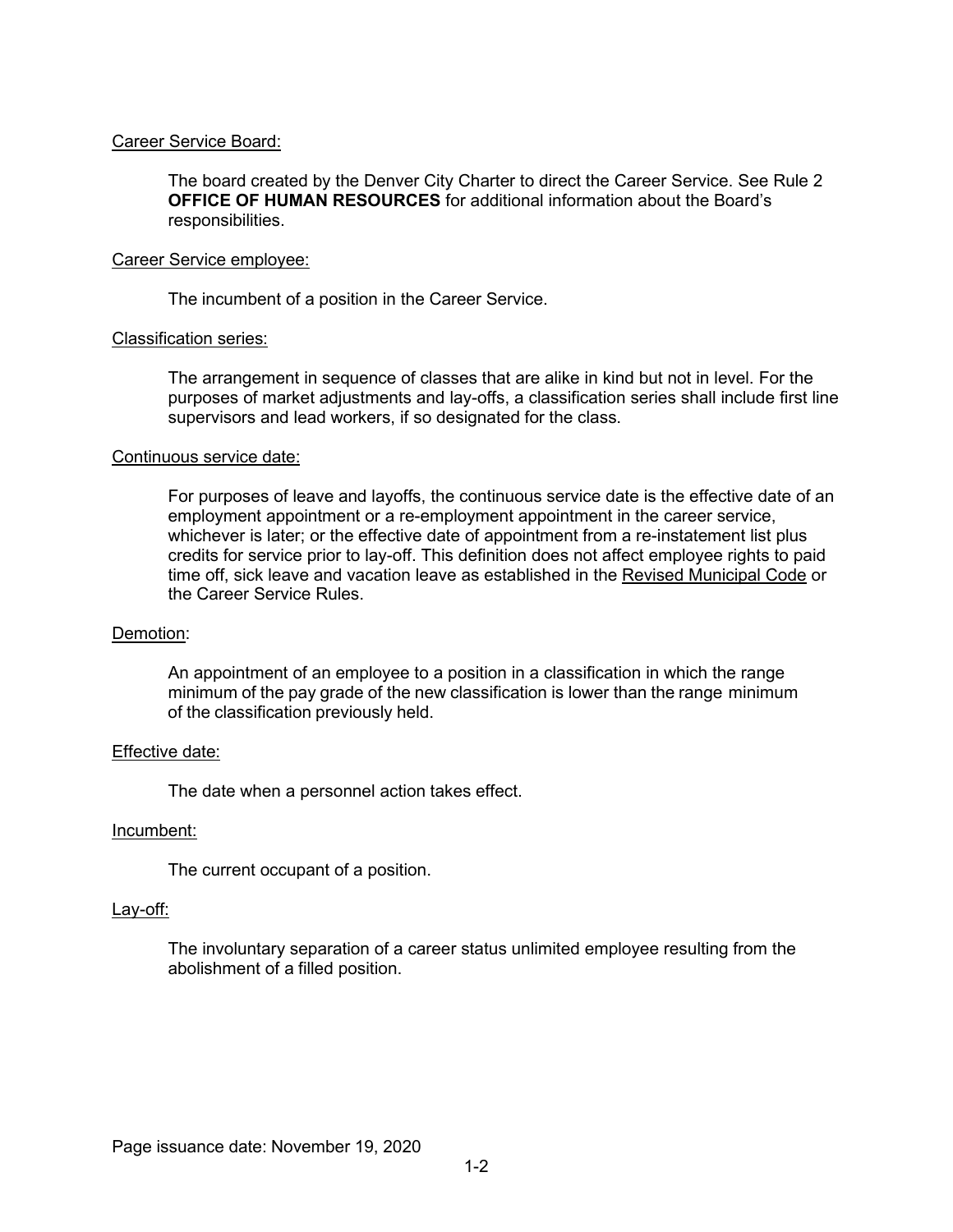<u>Career Service Board:</u>

The board created by the Denver City Charter to direct the Career Service. See Rule 2 **OFFICE OF HUMAN RESOURCES** for additional information about the Board's responsibilities.

<u>Career Service employee:</u>

The incumbent of a position in the Career Service.

<u>Classification series:</u>

The arrangement in sequence of classes that are alike in kind but not in level. For the purposes of market adjustments and lay-offs, a classification series shall include first line supervisors and lead workers, if so designated for the class.

<u>Continuous service date:</u>

For purposes of leave and layoffs, the continuous service date is the effective date of an employment appointment or a re-employment appointment in the career service, whichever is later; or the effective date of appointment from a re-instatement list plus credits for service prior to lay-off. This definition does not affect employee rights to paid time off, sick leave and vacation leave as established in the <u>Revised Municipal Code</u> or the Career Service Rules.

<u>Demotion</u>:

An appointment of an employee to a position in a classification in which the range minimum of the pay grade of the new classification is lower than the range minimum of the classification previously held.

<u>Effective date:</u>

The date when a personnel action takes effect.

<u>Incumbent:</u>

The current occupant of a position.

<u>Lay-off:</u>

The involuntary separation of a career status unlimited employee resulting from the abolishment of a filled position.

Page issuance date: November 19, 2020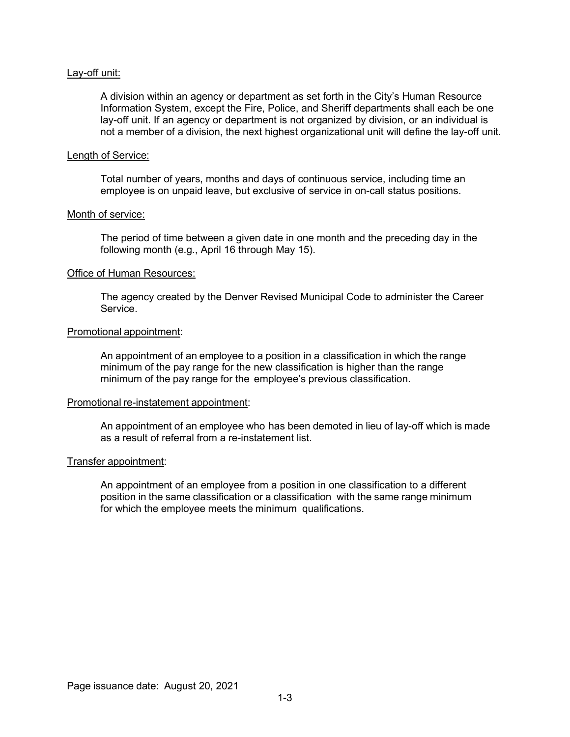<u>Lay-off unit:</u>

A division within an agency or department as set forth in the City's Human Resource Information System, except the Fire, Police, and Sheriff departments shall each be one lay-off unit. If an agency or department is not organized by division, or an individual is not a member of a division, the next highest organizational unit will define the lay-off unit.

<u>Length of Service:</u>

Total number of years, months and days of continuous service, including time an employee is on unpaid leave, but exclusive of service in on-call status positions.

<u>Month of service:</u>

The period of time between a given date in one month and the preceding day in the following month (e.g., April 16 through May 15).

<u>Office of Human Resources:</u>

The agency created by the Denver Revised Municipal Code to administer the Career Service.

<u>Promotional appointment</u>:

An appointment of an employee to a position in a classification in which the range minimum of the pay range for the new classification is higher than the range minimum of the pay range for the employee's previous classification.

<u>Promotional re-instatement appointment</u>:

An appointment of an employee who has been demoted in lieu of lay-off which is made as a result of referral from a re-instatement list.

<u>Transfer appointment</u>:

An appointment of an employee from a position in one classification to a different position in the same classification or a classification with the same range minimum for which the employee meets the minimum qualifications.

Page issuance date: August 20, 2021